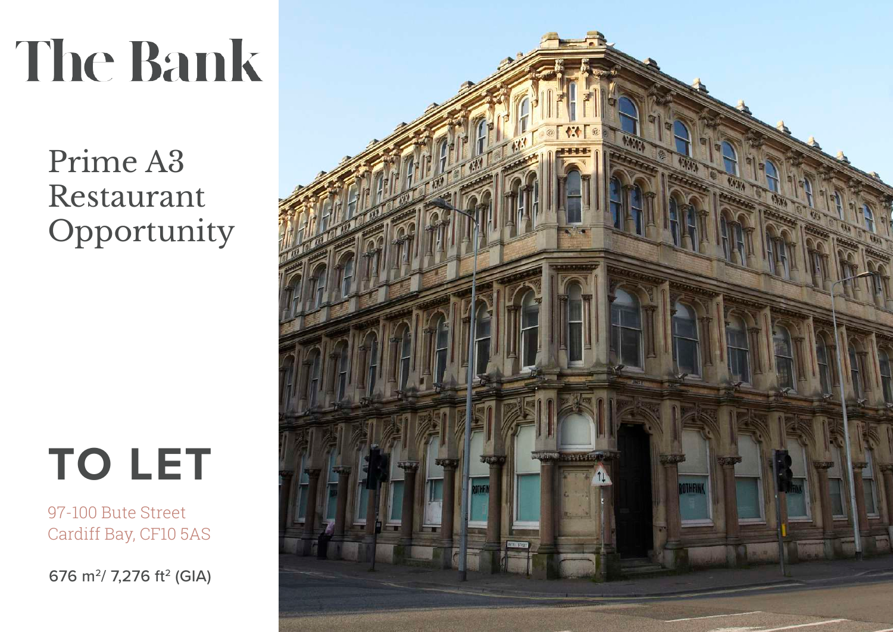# The Bank

## Prime A3 Restaurant Opportunity

## TO LET

97-100 Bute Street
Cardiff Bay, CF10 5AS

676 m$^2$/ 7,276 ft$^2$ (GIA)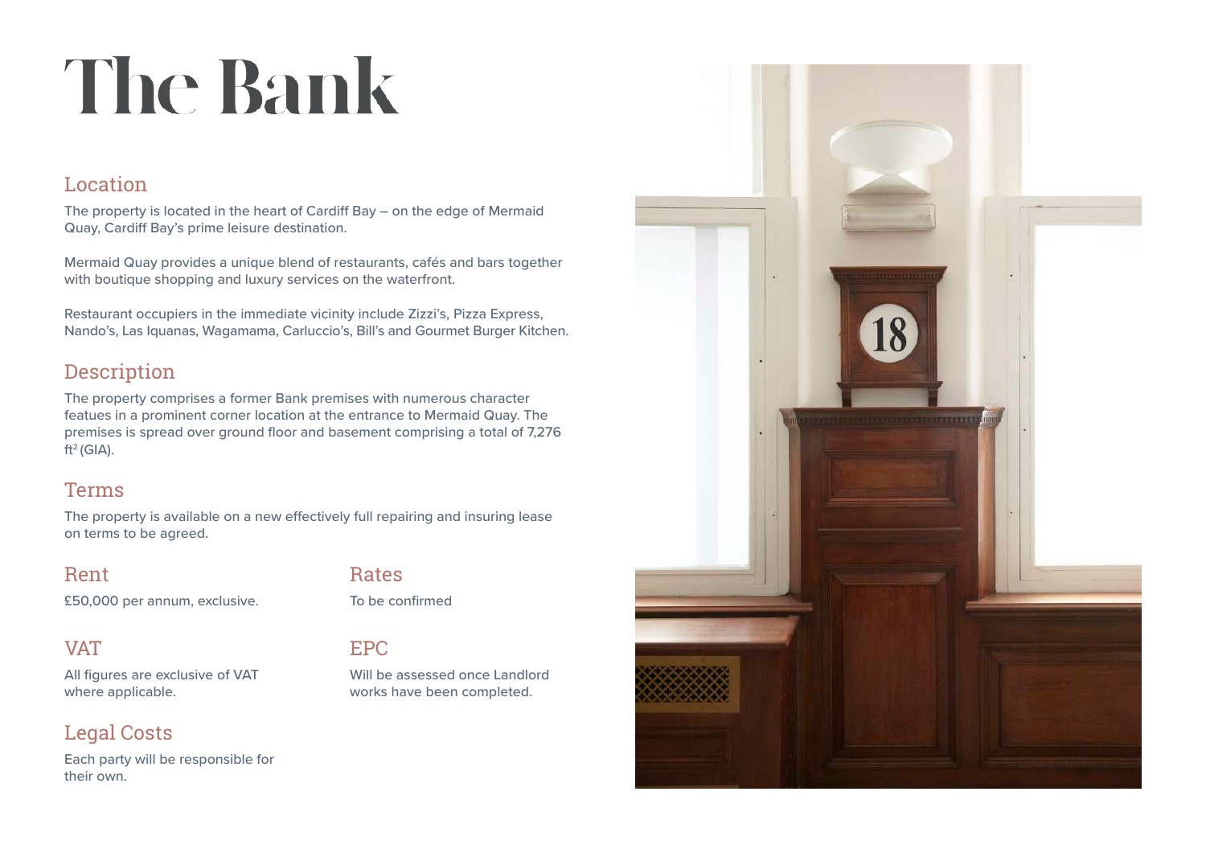# The Bank

## Location

The property is located in the heart of Cardiff Bay – on the edge of Mermaid Quay, Cardiff Bay's prime leisure destination.

Mermaid Quay provides a unique blend of restaurants, cafés and bars together with boutique shopping and luxury services on the waterfront.

Restaurant occupiers in the immediate vicinity include Zizzi's, Pizza Express, Nando's, Las Iquanas, Wagamama, Carluccio's, Bill's and Gourmet Burger Kitchen.

## Description

The property comprises a former Bank premises with numerous character featues in a prominent corner location at the entrance to Mermaid Quay. The premises is spread over ground floor and basement comprising a total of 7,276 $ft^2$ (GIA).

## Terms

The property is available on a new effectively full repairing and insuring lease on terms to be agreed.

## Rent

£50,000 per annum, exclusive.

## VAT

All figures are exclusive of VAT where applicable.

## Legal Costs

Each party will be responsible for their own.

## Rates

To be confirmed

## EPC

Will be assessed once Landlord works have been completed.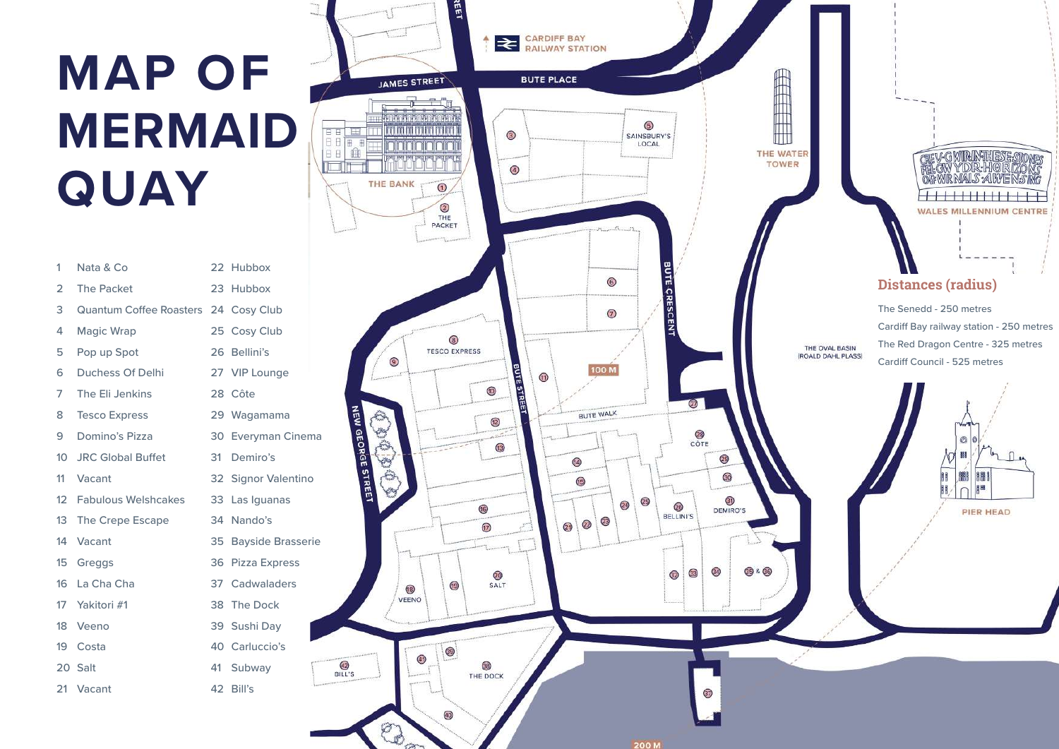# MAP OF MERMAID QUAY

1. Nata & Co
2. The Packet
3. Quantum Coffee Roasters
4. Magic Wrap
5. Pop up Spot
6. Duchess Of Delhi
7. The Eli Jenkins
8. Tesco Express
9. Domino's Pizza
10. JRC Global Buffet
11. Vacant
12. Fabulous Welshcakes
13. The Crepe Escape
14. Vacant
15. Greggs
16. La Cha Cha
17. Yakitori #1
18. Veeno
19. Costa
20. Salt
21. Vacant
22. Hubbox
23. Hubbox
24. Cosy Club
25. Cosy Club
26. Bellini's
27. VIP Lounge
28. Côte
29. Wagamama
30. Everyman Cinema
31. Demiro's
32. Signor Valentino
33. Las Iguanas
34. Nando's
35. Bayside Brasserie
36. Pizza Express
37. Cadwaladers
38. The Dock
39. Sushi Day
40. Carluccio's
41. Subway
42. Bill's

## Distances (radius)

The Senedd - 250 metres

Cardiff Bay railway station - 250 metres

The Red Dragon Centre - 325 metres

Cardiff Council - 525 metres

CARDIFF BAY RAILWAY STATION

JAMES STREET

BUTE PLACE

THE BANK

THE PACKET

SAINSBURY'S LOCAL

THE WATER TOWER

WALES MILLENNIUM CENTRE

CREU GWIR FEL GWYDR O FFWRNAIS AWEN

IN THESE STONES HORIZONS SING

BUTE CRESCENT

TESCO EXPRESS

BUTE STREET

NEW GEORGE STREET

100 M

BUTE WALK

THE OVAL BASIN (ROALD DAHL PLASS)

CÔTE

BELLINI'S

DEMIRO'S

PIER HEAD

VEENO

SALT

BILL'S

THE DOCK

200 M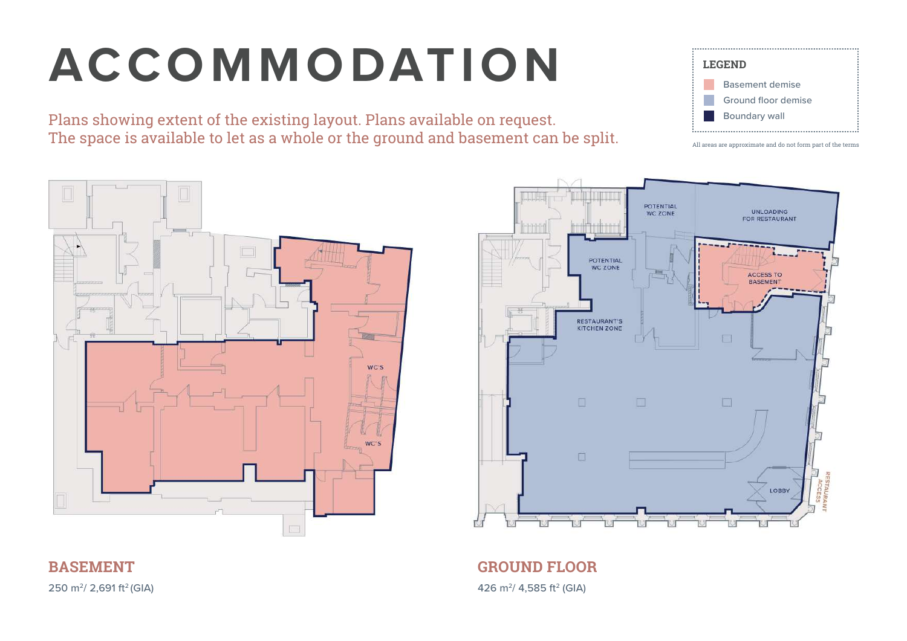# ACCOMMODATION

Plans showing extent of the existing layout. Plans available on request.
The space is available to let as a whole or the ground and basement can be split.

**LEGEND**

- Basement demise
- Ground floor demise
- Boundary wall

All areas are approximate and do not form part of the terms

WC'S

WC'S

POTENTIAL WC ZONE

UNLOADING FOR RESTAURANT

POTENTIAL WC ZONE

ACCESS TO BASEMENT

RESTAURANT'S KITCHEN ZONE

LOBBY

RESTAURANT ACCESS

## BASEMENT

250 m²/ 2,691 ft² (GIA)

## GROUND FLOOR

426 m²/ 4,585 ft² (GIA)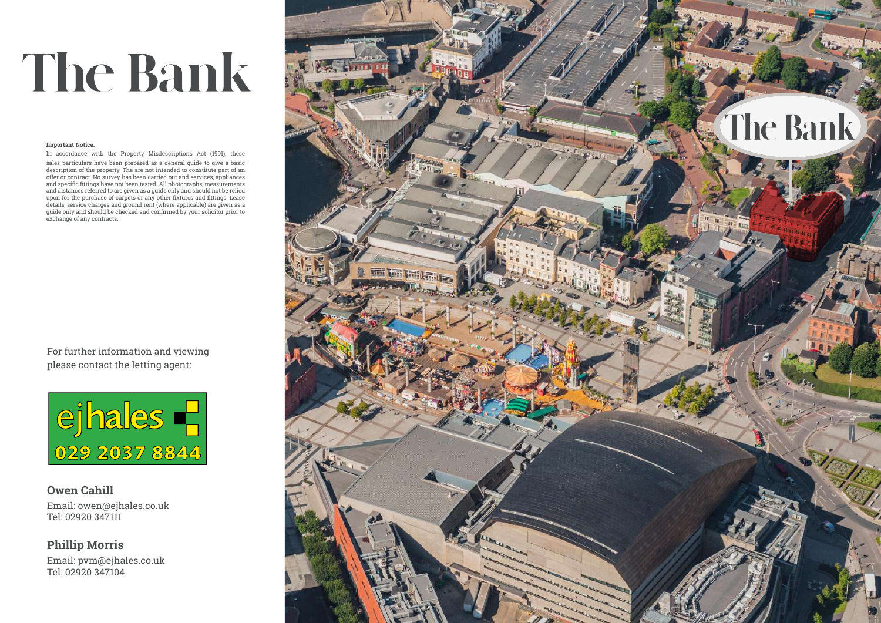# The Bank

**Important Notice.**

In accordance with the Property Misdescriptions Act (1991), these sales particulars have been prepared as a general guide to give a basic description of the property. The are not intended to constitute part of an offer or contract. No survey has been carried out and services, appliances and specific fittings have not been tested. All photographs, measurements and distances referred to are given as a guide only and should not be relied upon for the purchase of carpets or any other fixtures and fittings. Lease details, service charges and ground rent (where applicable) are given as a guide only and should be checked and confirmed by your solicitor prior to exchange of any contracts.

For further information and viewing please contact the letting agent:

ejhales
029 2037 8844

**Owen Cahill**
Email: owen@ejhales.co.uk
Tel: 02920 347111

**Phillip Morris**
Email: pvm@ejhales.co.uk
Tel: 02920 347104

The Bank